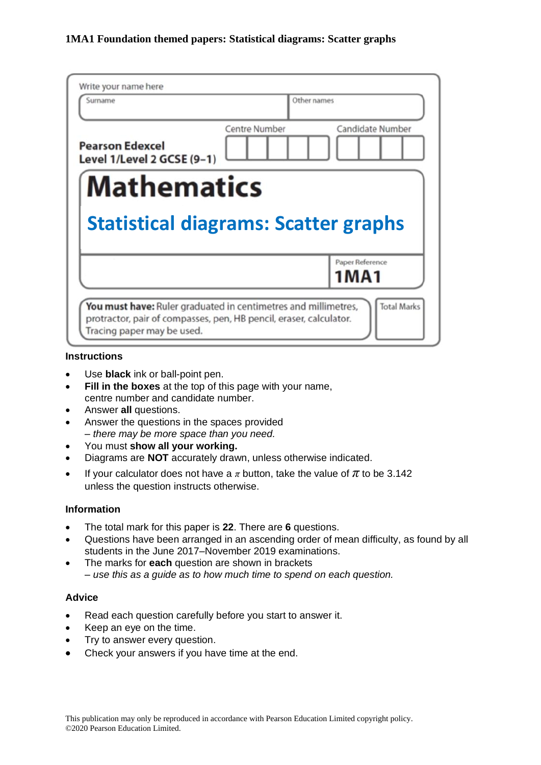**1MA1 Foundation themed papers: Statistical diagrams: Scatter graphs**

Write your name here

| Surname | Other names |
|---|---|
| | |

**Pearson Edexcel Level 1/Level 2 GCSE (9–1)**

Centre Number | Candidate Number

# Mathematics

## Statistical diagrams: Scatter graphs

Paper Reference **1MA1**

**You must have:** Ruler graduated in centimetres and millimetres, protractor, pair of compasses, pen, HB pencil, eraser, calculator. Tracing paper may be used.

Total Marks

### Instructions

- Use **black** ink or ball-point pen.
- **Fill in the boxes** at the top of this page with your name, centre number and candidate number.
- Answer **all** questions.
- Answer the questions in the spaces provided
  *– there may be more space than you need.*
- You must **show all your working.**
- Diagrams are **NOT** accurately drawn, unless otherwise indicated.
- If your calculator does not have a $\pi$ button, take the value of $\pi$ to be 3.142 unless the question instructs otherwise.

### Information

- The total mark for this paper is **22**. There are **6** questions.
- Questions have been arranged in an ascending order of mean difficulty, as found by all students in the June 2017–November 2019 examinations.
- The marks for **each** question are shown in brackets
  *– use this as a guide as to how much time to spend on each question.*

### Advice

- Read each question carefully before you start to answer it.
- Keep an eye on the time.
- Try to answer every question.
- Check your answers if you have time at the end.

This publication may only be reproduced in accordance with Pearson Education Limited copyright policy.
©2020 Pearson Education Limited.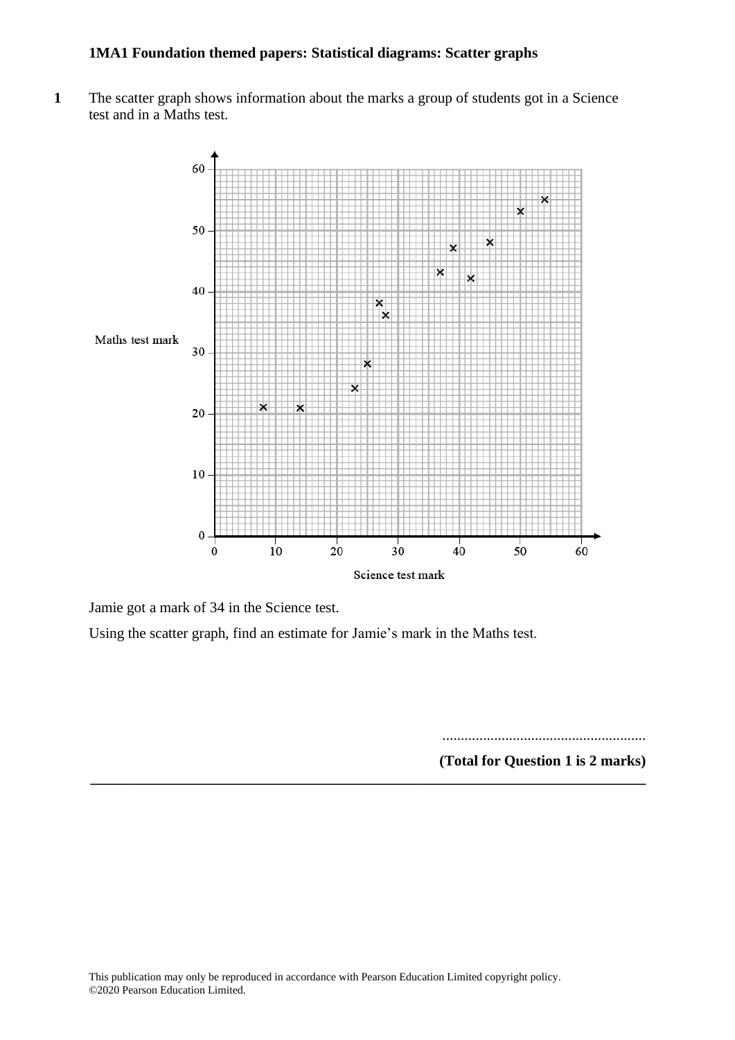**1MA1 Foundation themed papers: Statistical diagrams: Scatter graphs**

**1** The scatter graph shows information about the marks a group of students got in a Science test and in a Maths test.

Jamie got a mark of 34 in the Science test.

Using the scatter graph, find an estimate for Jamie's mark in the Maths test.

.......................................................

**(Total for Question 1 is 2 marks)**

---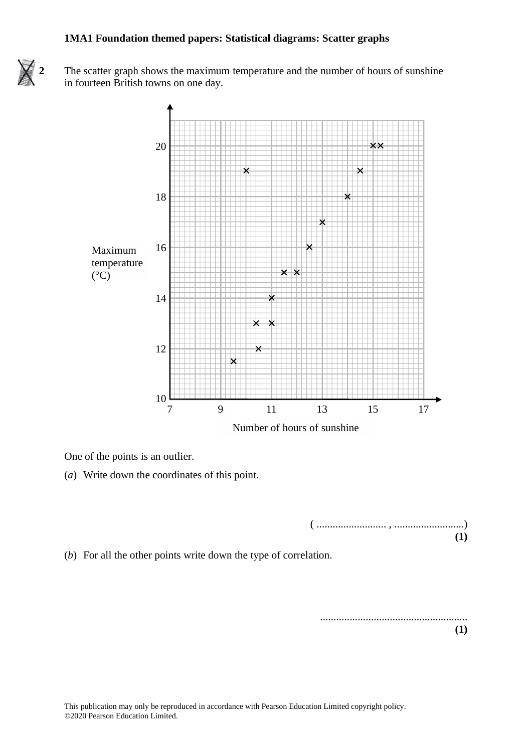**2** The scatter graph shows the maximum temperature and the number of hours of sunshine in fourteen British towns on one day.

One of the points is an outlier.

(*a*) Write down the coordinates of this point.

( .......................... , ..........................)

**(1)**

(*b*) For all the other points write down the type of correlation.

.......................................................

**(1)**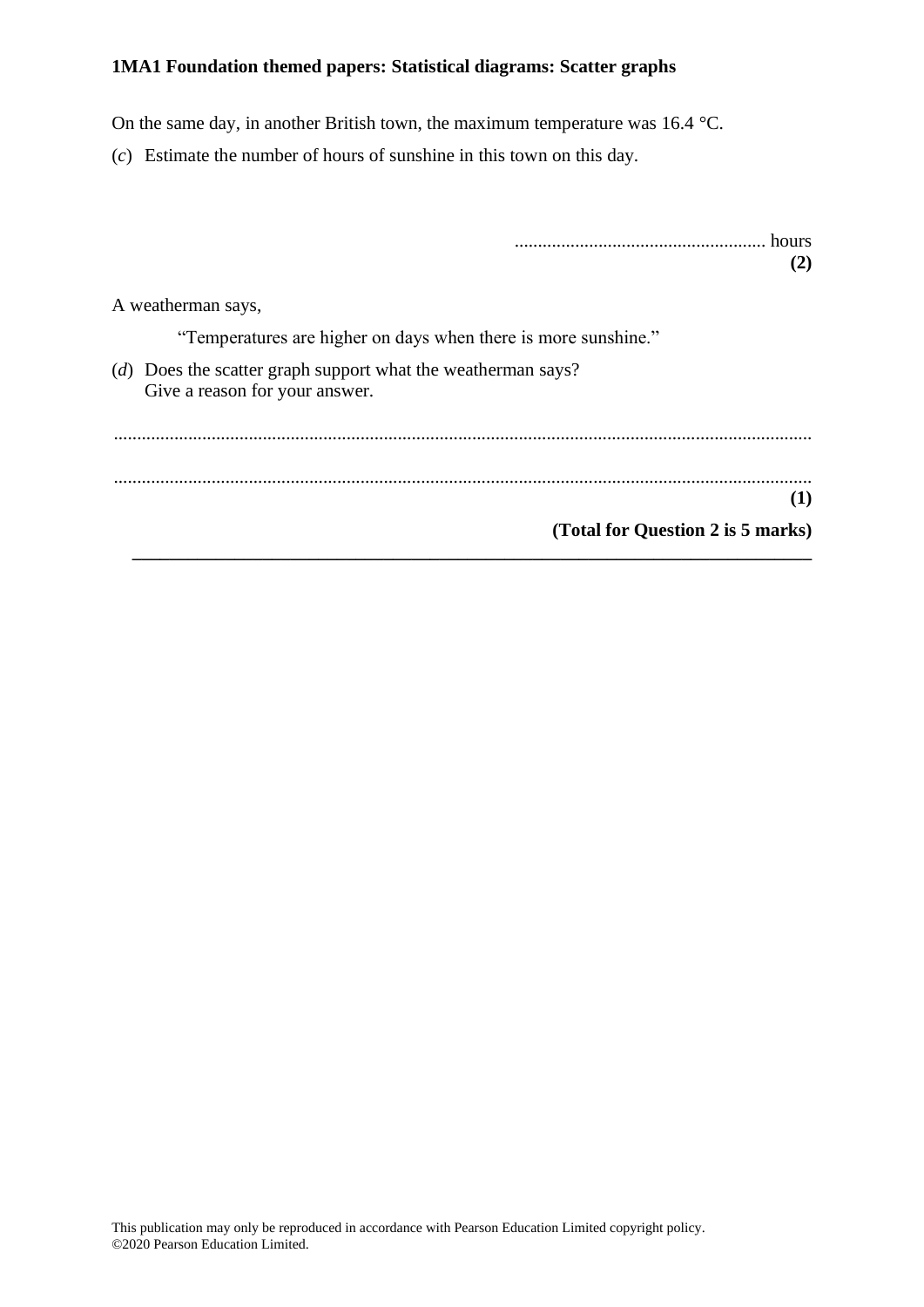On the same day, in another British town, the maximum temperature was 16.4 °C.

(*c*) Estimate the number of hours of sunshine in this town on this day.

...................................................... hours
**(2)**

A weatherman says,

"Temperatures are higher on days when there is more sunshine."

(*d*) Does the scatter graph support what the weatherman says?
Give a reason for your answer.

......................................................................................................................................................

......................................................................................................................................................
**(1)**

**(Total for Question 2 is 5 marks)**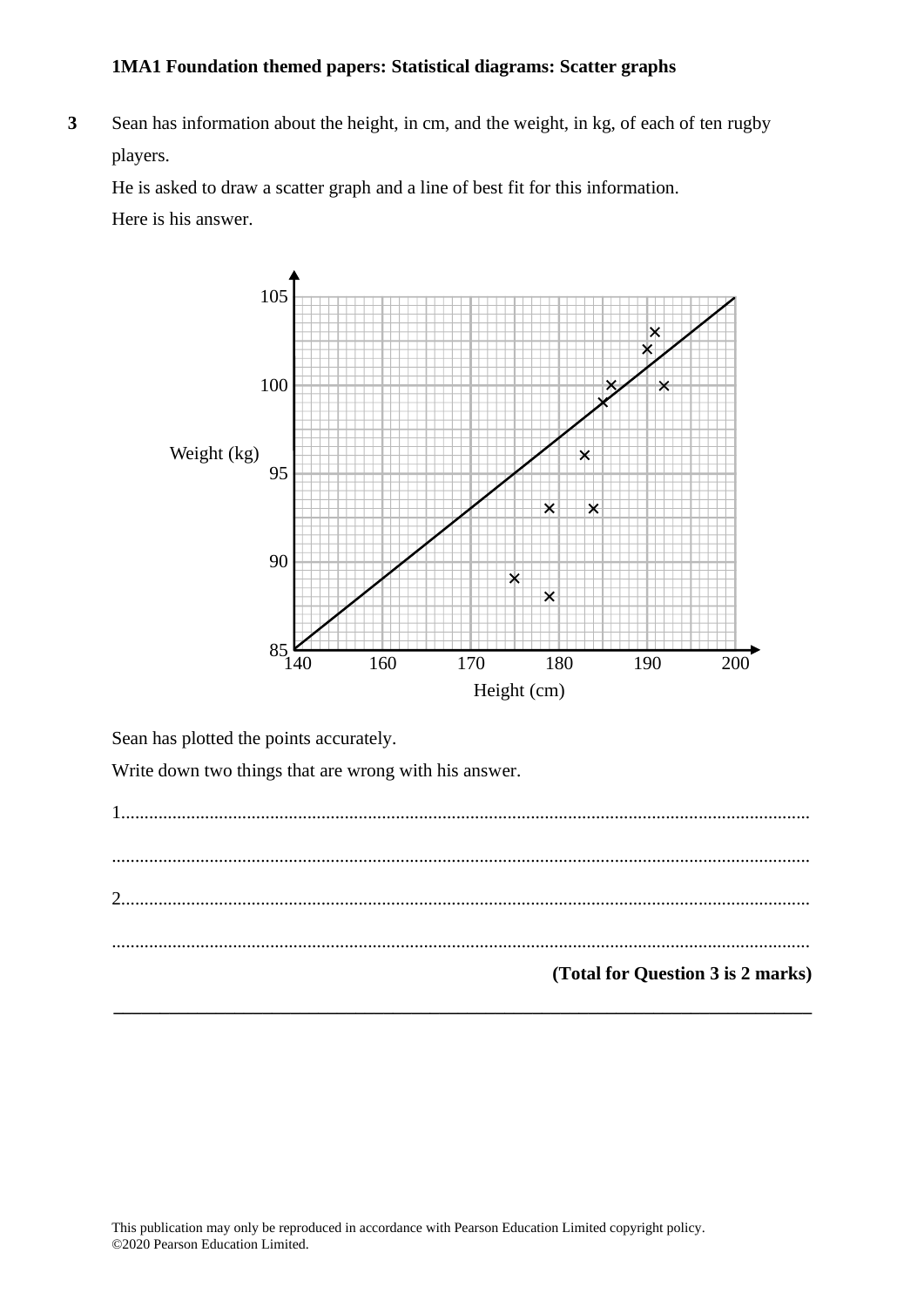**1MA1 Foundation themed papers: Statistical diagrams: Scatter graphs**

**3** Sean has information about the height, in cm, and the weight, in kg, of each of ten rugby players.

He is asked to draw a scatter graph and a line of best fit for this information.

Here is his answer.

Sean has plotted the points accurately.

Write down two things that are wrong with his answer.

1..................................................................................................................................................

......................................................................................................................................................

2..................................................................................................................................................

......................................................................................................................................................

**(Total for Question 3 is 2 marks)**

---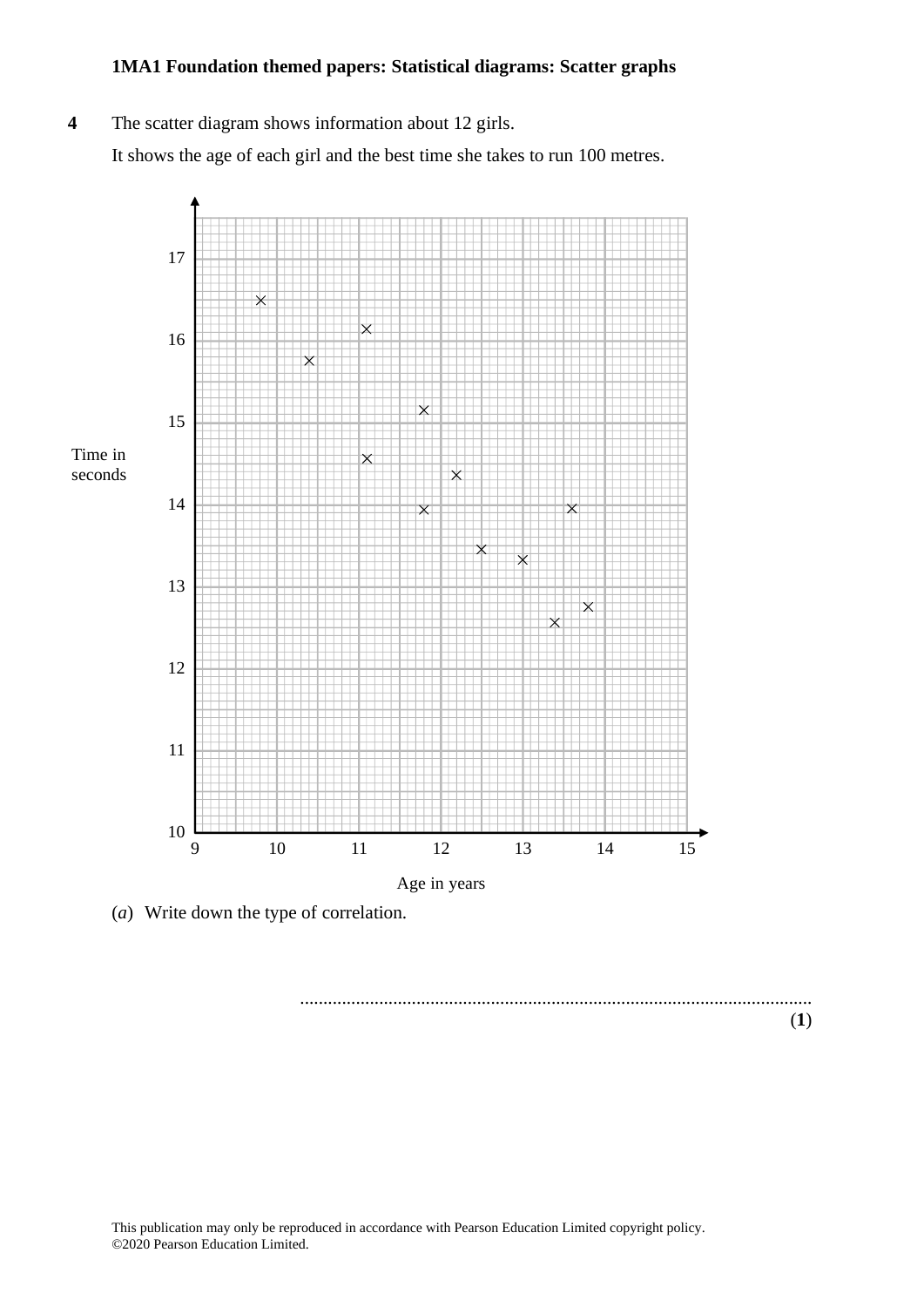**1MA1 Foundation themed papers: Statistical diagrams: Scatter graphs**

**4** The scatter diagram shows information about 12 girls.

It shows the age of each girl and the best time she takes to run 100 metres.

(*a*) Write down the type of correlation.

..............................................................................................................

**(1)**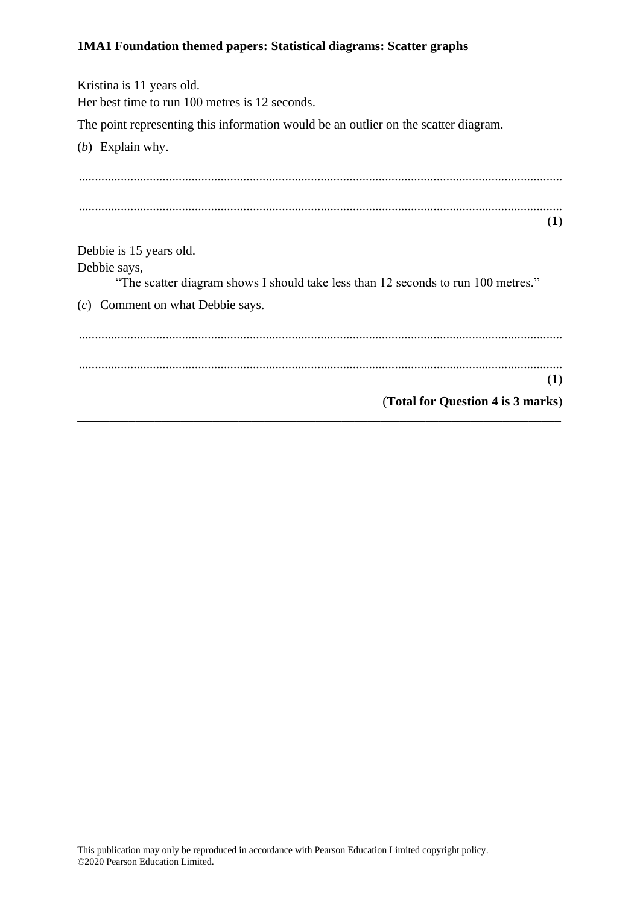Kristina is 11 years old.
Her best time to run 100 metres is 12 seconds.

The point representing this information would be an outlier on the scatter diagram.

(*b*) Explain why.

......................................................................................................................................................

......................................................................................................................................................
**(1)**

Debbie is 15 years old.
Debbie says,

"The scatter diagram shows I should take less than 12 seconds to run 100 metres."

(*c*) Comment on what Debbie says.

......................................................................................................................................................

......................................................................................................................................................
**(1)**

**(Total for Question 4 is 3 marks)**

---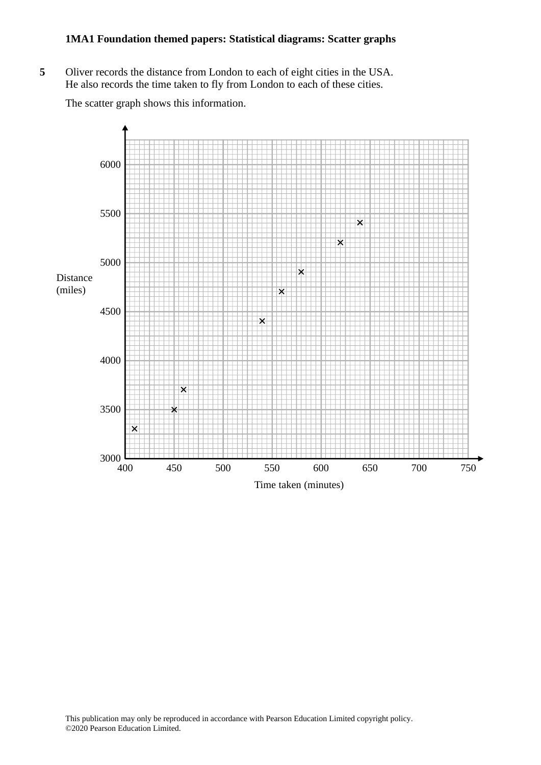**5** Oliver records the distance from London to each of eight cities in the USA.
He also records the time taken to fly from London to each of these cities.

The scatter graph shows this information.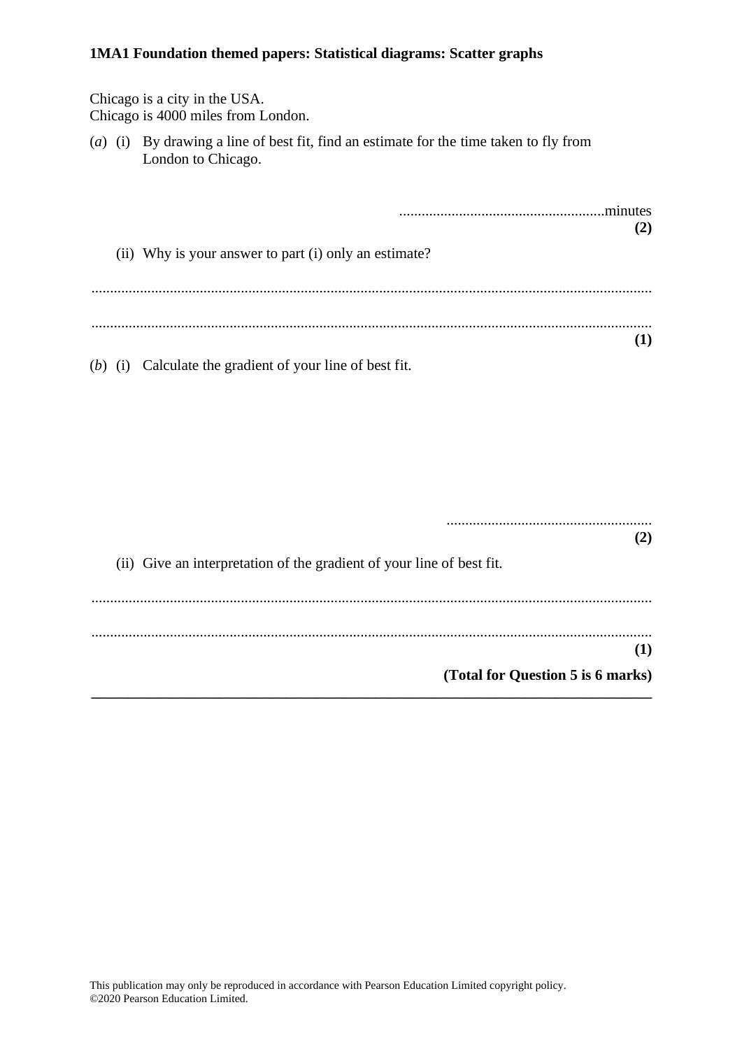# 1MA1 Foundation themed papers: Statistical diagrams: Scatter graphs

Chicago is a city in the USA.
Chicago is 4000 miles from London.

(*a*) (i) By drawing a line of best fit, find an estimate for the time taken to fly from London to Chicago.

.......................................................minutes
**(2)**

(ii) Why is your answer to part (i) only an estimate?

......................................................................................................................................................

......................................................................................................................................................
**(1)**

(*b*) (i) Calculate the gradient of your line of best fit.

.......................................................
**(2)**

(ii) Give an interpretation of the gradient of your line of best fit.

......................................................................................................................................................

......................................................................................................................................................
**(1)**

**(Total for Question 5 is 6 marks)**

---

This publication may only be reproduced in accordance with Pearson Education Limited copyright policy.
©2020 Pearson Education Limited.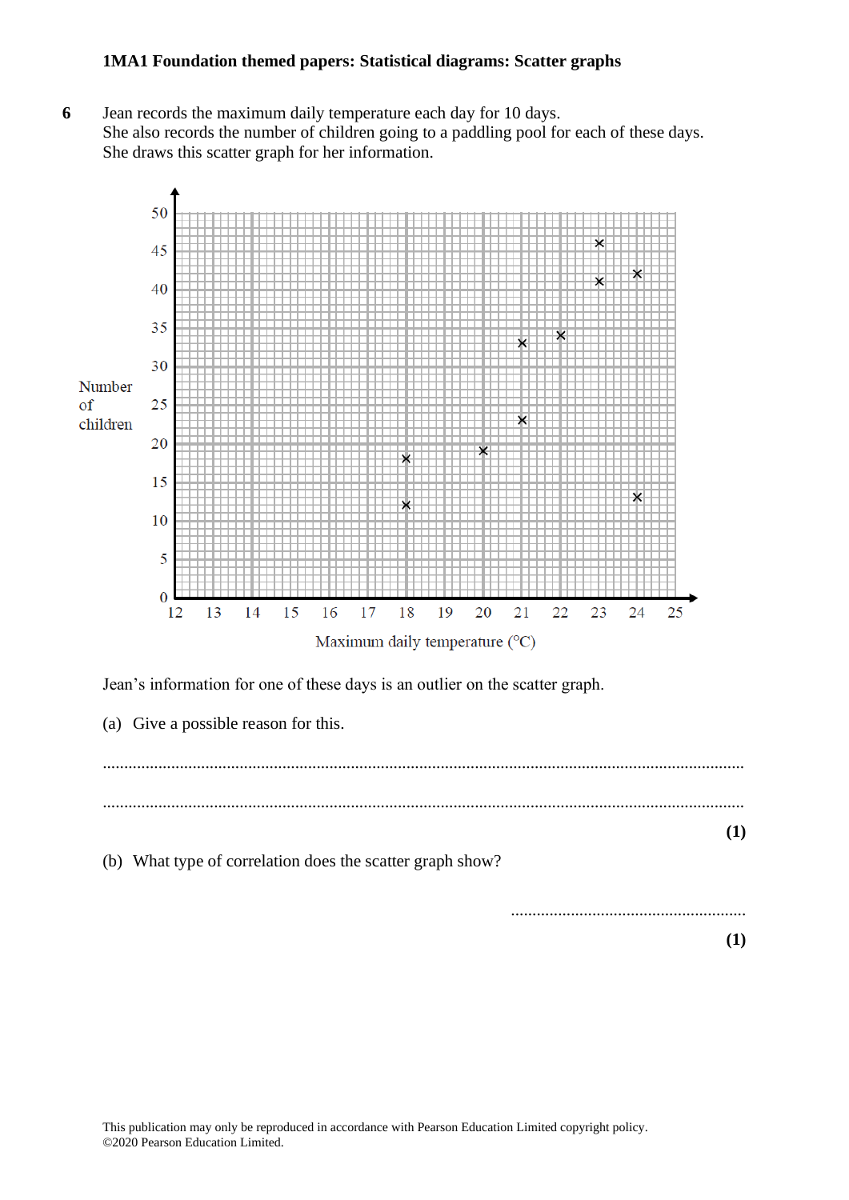**6** Jean records the maximum daily temperature each day for 10 days.
She also records the number of children going to a paddling pool for each of these days.
She draws this scatter graph for her information.

Jean's information for one of these days is an outlier on the scatter graph.

(a) Give a possible reason for this.

..........................................................................................................................................

..........................................................................................................................................

**(1)**

(b) What type of correlation does the scatter graph show?

.......................................................

**(1)**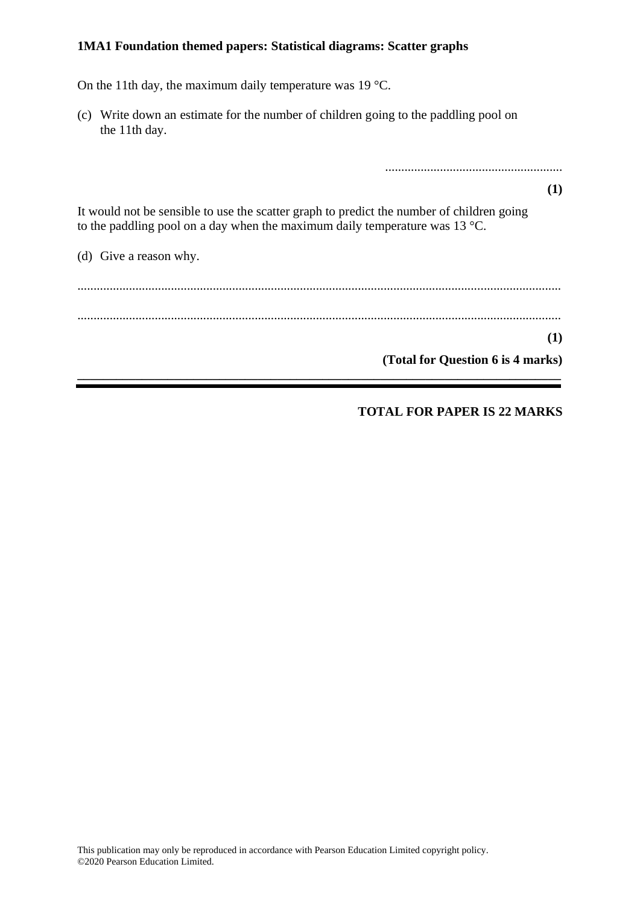On the 11th day, the maximum daily temperature was 19 °C.

(c) Write down an estimate for the number of children going to the paddling pool on the 11th day.

.......................................................

**(1)**

It would not be sensible to use the scatter graph to predict the number of children going to the paddling pool on a day when the maximum daily temperature was 13 °C.

(d) Give a reason why.

....................................................................................................................................................

....................................................................................................................................................

**(1)**

**(Total for Question 6 is 4 marks)**

---

**TOTAL FOR PAPER IS 22 MARKS**